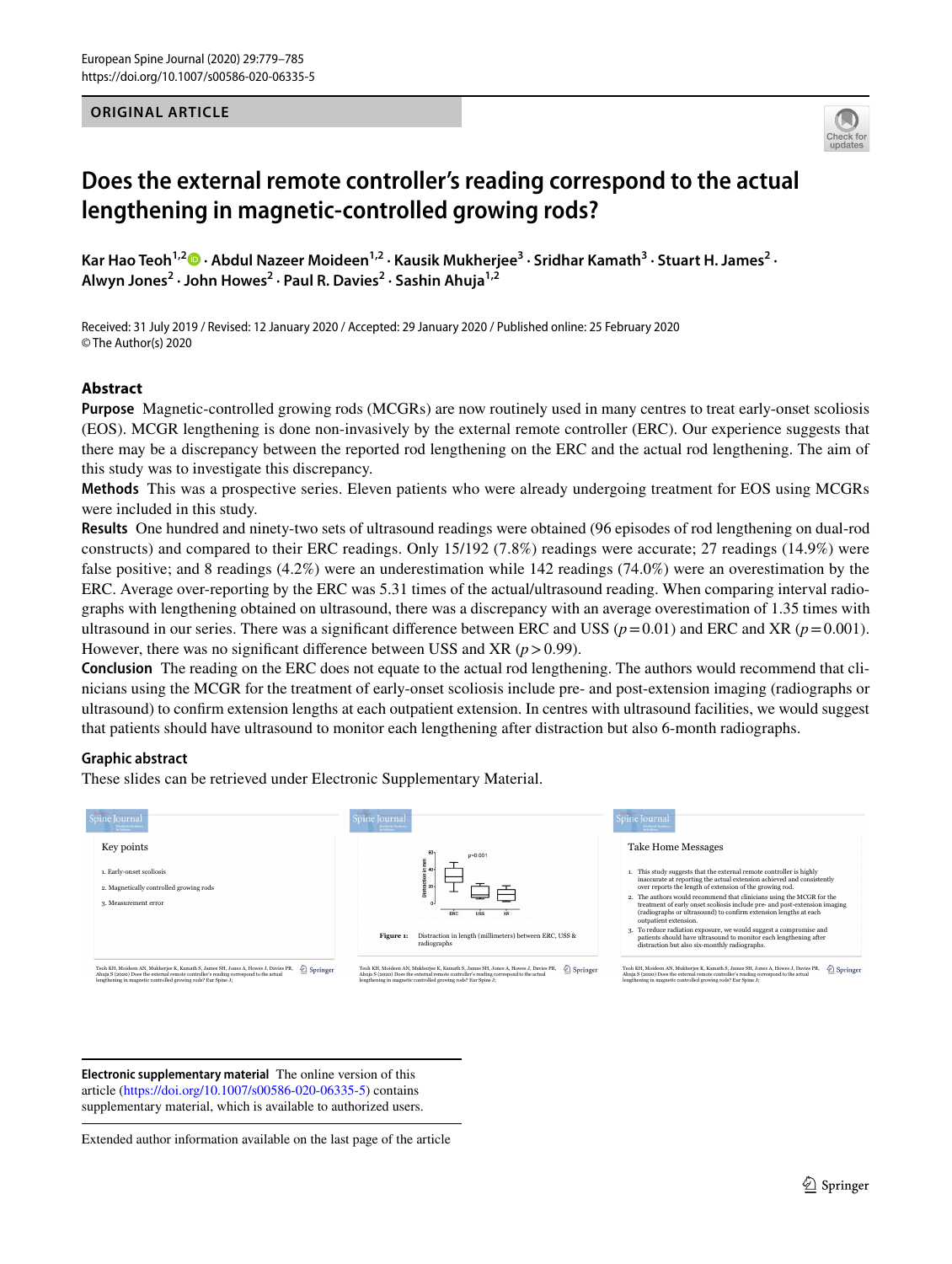ORIGINAL ARTICLE

# Does the external remote controller's reading correspond to the actual lengthening in magnetic-controlled growing rods?

**Kar Hao Teoh[1,2] · Abdul Nazeer Moideen[1,2] · Kausik Mukherjee[3] · Sridhar Kamath[3] · Stuart H. James[2] · Alwyn Jones[2] · John Howes[2] · Paul R. Davies[2] · Sashin Ahuja[1,2]**

Received: 31 July 2019 / Revised: 12 January 2020 / Accepted: 29 January 2020 / Published online: 25 February 2020
© The Author(s) 2020

## Abstract

**Purpose** Magnetic-controlled growing rods (MCGRs) are now routinely used in many centres to treat early-onset scoliosis (EOS). MCGR lengthening is done non-invasively by the external remote controller (ERC). Our experience suggests that there may be a discrepancy between the reported rod lengthening on the ERC and the actual rod lengthening. The aim of this study was to investigate this discrepancy.

**Methods** This was a prospective series. Eleven patients who were already undergoing treatment for EOS using MCGRs were included in this study.

**Results** One hundred and ninety-two sets of ultrasound readings were obtained (96 episodes of rod lengthening on dual-rod constructs) and compared to their ERC readings. Only 15/192 (7.8%) readings were accurate; 27 readings (14.9%) were false positive; and 8 readings (4.2%) were an underestimation while 142 readings (74.0%) were an overestimation by the ERC. Average over-reporting by the ERC was 5.31 times of the actual/ultrasound reading. When comparing interval radiographs with lengthening obtained on ultrasound, there was a discrepancy with an average overestimation of 1.35 times with ultrasound in our series. There was a significant difference between ERC and USS ($p=0.01$) and ERC and XR ($p=0.001$). However, there was no significant difference between USS and XR ($p>0.99$).

**Conclusion** The reading on the ERC does not equate to the actual rod lengthening. The authors would recommend that clinicians using the MCGR for the treatment of early-onset scoliosis include pre- and post-extension imaging (radiographs or ultrasound) to confirm extension lengths at each outpatient extension. In centres with ultrasound facilities, we would suggest that patients should have ultrasound to monitor each lengthening after distraction but also 6-month radiographs.

### Graphic abstract

These slides can be retrieved under Electronic Supplementary Material.

**Electronic supplementary material** The online version of this article (https://doi.org/10.1007/s00586-020-06335-5) contains supplementary material, which is available to authorized users.

Extended author information available on the last page of the article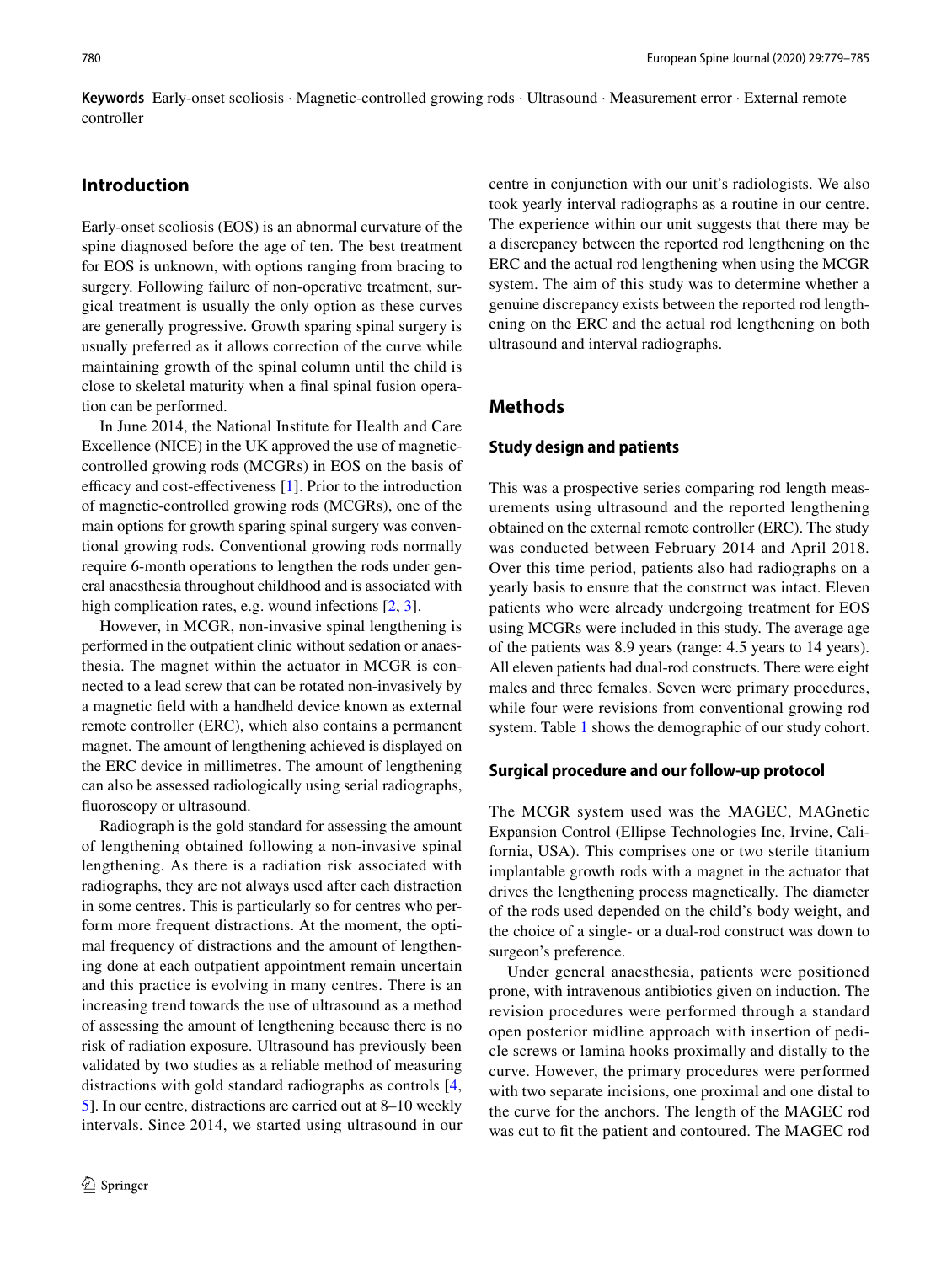**Keywords** Early-onset scoliosis · Magnetic-controlled growing rods · Ultrasound · Measurement error · External remote controller

## Introduction

Early-onset scoliosis (EOS) is an abnormal curvature of the spine diagnosed before the age of ten. The best treatment for EOS is unknown, with options ranging from bracing to surgery. Following failure of non-operative treatment, surgical treatment is usually the only option as these curves are generally progressive. Growth sparing spinal surgery is usually preferred as it allows correction of the curve while maintaining growth of the spinal column until the child is close to skeletal maturity when a final spinal fusion operation can be performed.

In June 2014, the National Institute for Health and Care Excellence (NICE) in the UK approved the use of magnetic-controlled growing rods (MCGRs) in EOS on the basis of efficacy and cost-effectiveness [1]. Prior to the introduction of magnetic-controlled growing rods (MCGRs), one of the main options for growth sparing spinal surgery was conventional growing rods. Conventional growing rods normally require 6-month operations to lengthen the rods under general anaesthesia throughout childhood and is associated with high complication rates, e.g. wound infections [2, 3].

However, in MCGR, non-invasive spinal lengthening is performed in the outpatient clinic without sedation or anaesthesia. The magnet within the actuator in MCGR is connected to a lead screw that can be rotated non-invasively by a magnetic field with a handheld device known as external remote controller (ERC), which also contains a permanent magnet. The amount of lengthening achieved is displayed on the ERC device in millimetres. The amount of lengthening can also be assessed radiologically using serial radiographs, fluoroscopy or ultrasound.

Radiograph is the gold standard for assessing the amount of lengthening obtained following a non-invasive spinal lengthening. As there is a radiation risk associated with radiographs, they are not always used after each distraction in some centres. This is particularly so for centres who perform more frequent distractions. At the moment, the optimal frequency of distractions and the amount of lengthening done at each outpatient appointment remain uncertain and this practice is evolving in many centres. There is an increasing trend towards the use of ultrasound as a method of assessing the amount of lengthening because there is no risk of radiation exposure. Ultrasound has previously been validated by two studies as a reliable method of measuring distractions with gold standard radiographs as controls [4, 5]. In our centre, distractions are carried out at 8–10 weekly intervals. Since 2014, we started using ultrasound in our centre in conjunction with our unit's radiologists. We also took yearly interval radiographs as a routine in our centre. The experience within our unit suggests that there may be a discrepancy between the reported rod lengthening on the ERC and the actual rod lengthening when using the MCGR system. The aim of this study was to determine whether a genuine discrepancy exists between the reported rod lengthening on the ERC and the actual rod lengthening on both ultrasound and interval radiographs.

## Methods

### Study design and patients

This was a prospective series comparing rod length measurements using ultrasound and the reported lengthening obtained on the external remote controller (ERC). The study was conducted between February 2014 and April 2018. Over this time period, patients also had radiographs on a yearly basis to ensure that the construct was intact. Eleven patients who were already undergoing treatment for EOS using MCGRs were included in this study. The average age of the patients was 8.9 years (range: 4.5 years to 14 years). All eleven patients had dual-rod constructs. There were eight males and three females. Seven were primary procedures, while four were revisions from conventional growing rod system. Table 1 shows the demographic of our study cohort.

### Surgical procedure and our follow-up protocol

The MCGR system used was the MAGEC, MAGnetic Expansion Control (Ellipse Technologies Inc, Irvine, California, USA). This comprises one or two sterile titanium implantable growth rods with a magnet in the actuator that drives the lengthening process magnetically. The diameter of the rods used depended on the child's body weight, and the choice of a single- or a dual-rod construct was down to surgeon's preference.

Under general anaesthesia, patients were positioned prone, with intravenous antibiotics given on induction. The revision procedures were performed through a standard open posterior midline approach with insertion of pedicle screws or lamina hooks proximally and distally to the curve. However, the primary procedures were performed with two separate incisions, one proximal and one distal to the curve for the anchors. The length of the MAGEC rod was cut to fit the patient and contoured. The MAGEC rod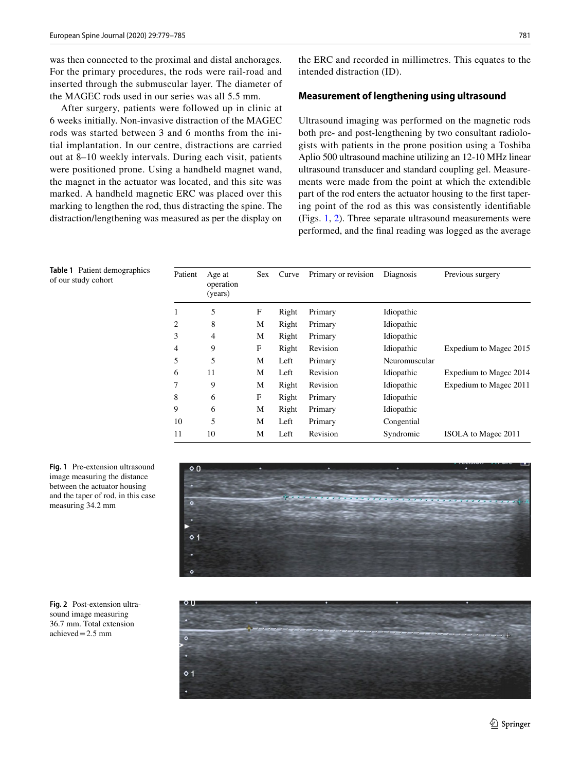was then connected to the proximal and distal anchorages. For the primary procedures, the rods were rail-road and inserted through the submuscular layer. The diameter of the MAGEC rods used in our series was all 5.5 mm.

After surgery, patients were followed up in clinic at 6 weeks initially. Non-invasive distraction of the MAGEC rods was started between 3 and 6 months from the initial implantation. In our centre, distractions are carried out at 8–10 weekly intervals. During each visit, patients were positioned prone. Using a handheld magnet wand, the magnet in the actuator was located, and this site was marked. A handheld magnetic ERC was placed over this marking to lengthen the rod, thus distracting the spine. The distraction/lengthening was measured as per the display on the ERC and recorded in millimetres. This equates to the intended distraction (ID).

### Measurement of lengthening using ultrasound

Ultrasound imaging was performed on the magnetic rods both pre- and post-lengthening by two consultant radiologists with patients in the prone position using a Toshiba Aplio 500 ultrasound machine utilizing an 12-10 MHz linear ultrasound transducer and standard coupling gel. Measurements were made from the point at which the extendible part of the rod enters the actuator housing to the first tapering point of the rod as this was consistently identifiable (Figs. 1, 2). Three separate ultrasound measurements were performed, and the final reading was logged as the average

**Table 1** Patient demographics of our study cohort

| Patient | Age at operation (years) | Sex | Curve | Primary or revision | Diagnosis | Previous surgery |
|---|---|---|---|---|---|---|
| 1 | 5 | F | Right | Primary | Idiopathic | |
| 2 | 8 | M | Right | Primary | Idiopathic | |
| 3 | 4 | M | Right | Primary | Idiopathic | |
| 4 | 9 | F | Right | Revision | Idiopathic | Expedium to Magec 2015 |
| 5 | 5 | M | Left | Primary | Neuromuscular | |
| 6 | 11 | M | Left | Revision | Idiopathic | Expedium to Magec 2014 |
| 7 | 9 | M | Right | Revision | Idiopathic | Expedium to Magec 2011 |
| 8 | 6 | F | Right | Primary | Idiopathic | |
| 9 | 6 | M | Right | Primary | Idiopathic | |
| 10 | 5 | M | Left | Primary | Congential | |
| 11 | 10 | M | Left | Revision | Syndromic | ISOLA to Magec 2011 |

**Fig. 1** Pre-extension ultrasound image measuring the distance between the actuator housing and the taper of rod, in this case measuring 34.2 mm

**Fig. 2** Post-extension ultrasound image measuring 36.7 mm. Total extension achieved = 2.5 mm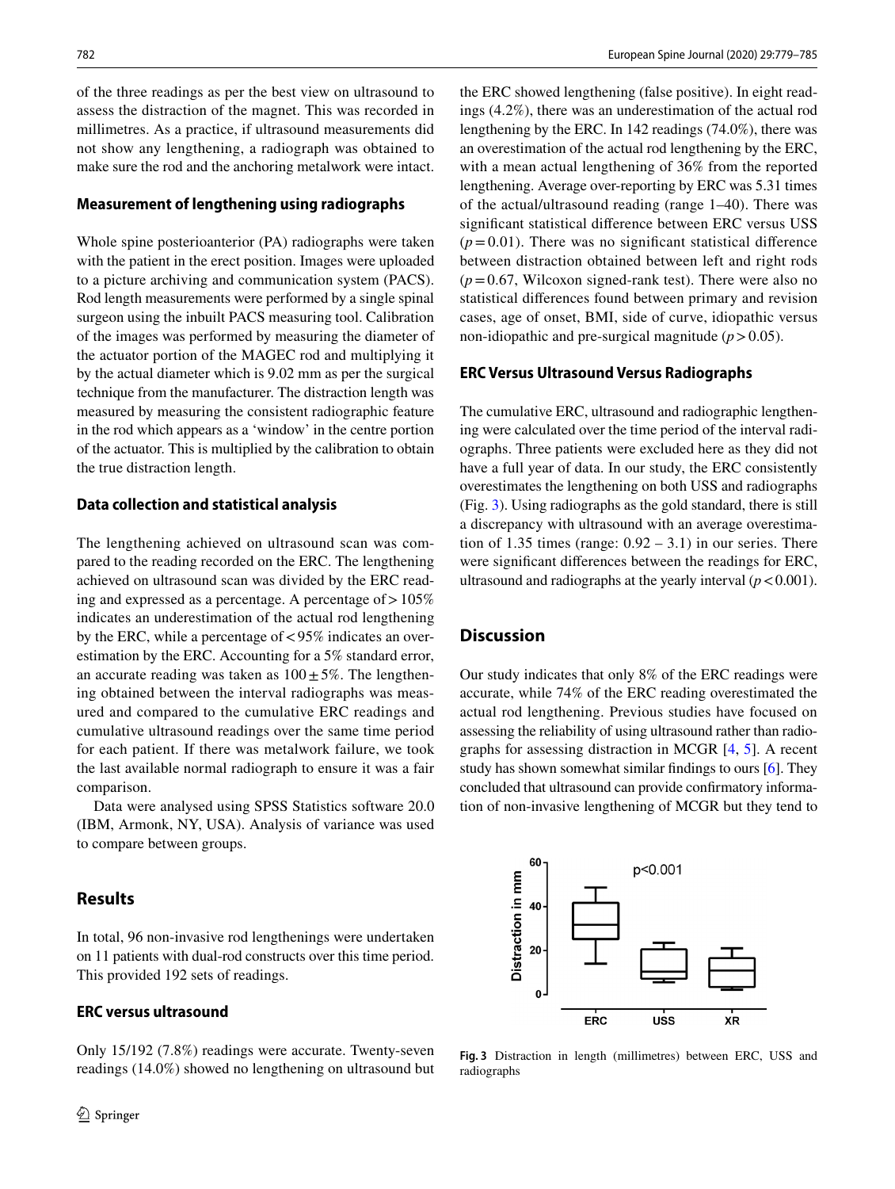of the three readings as per the best view on ultrasound to assess the distraction of the magnet. This was recorded in millimetres. As a practice, if ultrasound measurements did not show any lengthening, a radiograph was obtained to make sure the rod and the anchoring metalwork were intact.

### Measurement of lengthening using radiographs

Whole spine posterioanterior (PA) radiographs were taken with the patient in the erect position. Images were uploaded to a picture archiving and communication system (PACS). Rod length measurements were performed by a single spinal surgeon using the inbuilt PACS measuring tool. Calibration of the images was performed by measuring the diameter of the actuator portion of the MAGEC rod and multiplying it by the actual diameter which is 9.02 mm as per the surgical technique from the manufacturer. The distraction length was measured by measuring the consistent radiographic feature in the rod which appears as a 'window' in the centre portion of the actuator. This is multiplied by the calibration to obtain the true distraction length.

### Data collection and statistical analysis

The lengthening achieved on ultrasound scan was compared to the reading recorded on the ERC. The lengthening achieved on ultrasound scan was divided by the ERC reading and expressed as a percentage. A percentage of > 105% indicates an underestimation of the actual rod lengthening by the ERC, while a percentage of < 95% indicates an overestimation by the ERC. Accounting for a 5% standard error, an accurate reading was taken as $100 \pm 5\%$. The lengthening obtained between the interval radiographs was measured and compared to the cumulative ERC readings and cumulative ultrasound readings over the same time period for each patient. If there was metalwork failure, we took the last available normal radiograph to ensure it was a fair comparison.

Data were analysed using SPSS Statistics software 20.0 (IBM, Armonk, NY, USA). Analysis of variance was used to compare between groups.

## Results

In total, 96 non-invasive rod lengthenings were undertaken on 11 patients with dual-rod constructs over this time period. This provided 192 sets of readings.

### ERC versus ultrasound

Only 15/192 (7.8%) readings were accurate. Twenty-seven readings (14.0%) showed no lengthening on ultrasound but the ERC showed lengthening (false positive). In eight readings (4.2%), there was an underestimation of the actual rod lengthening by the ERC. In 142 readings (74.0%), there was an overestimation of the actual rod lengthening by the ERC, with a mean actual lengthening of 36% from the reported lengthening. Average over-reporting by ERC was 5.31 times of the actual/ultrasound reading (range 1–40). There was significant statistical difference between ERC versus USS ($p = 0.01$). There was no significant statistical difference between distraction obtained between left and right rods ($p = 0.67$, Wilcoxon signed-rank test). There were also no statistical differences found between primary and revision cases, age of onset, BMI, side of curve, idiopathic versus non-idiopathic and pre-surgical magnitude ($p > 0.05$).

### ERC Versus Ultrasound Versus Radiographs

The cumulative ERC, ultrasound and radiographic lengthening were calculated over the time period of the interval radiographs. Three patients were excluded here as they did not have a full year of data. In our study, the ERC consistently overestimates the lengthening on both USS and radiographs (Fig. 3). Using radiographs as the gold standard, there is still a discrepancy with ultrasound with an average overestimation of 1.35 times (range: 0.92 – 3.1) in our series. There were significant differences between the readings for ERC, ultrasound and radiographs at the yearly interval ($p < 0.001$).

## Discussion

Our study indicates that only 8% of the ERC readings were accurate, while 74% of the ERC reading overestimated the actual rod lengthening. Previous studies have focused on assessing the reliability of using ultrasound rather than radiographs for assessing distraction in MCGR [4, 5]. A recent study has shown somewhat similar findings to ours [6]. They concluded that ultrasound can provide confirmatory information of non-invasive lengthening of MCGR but they tend to

**Fig. 3** Distraction in length (millimetres) between ERC, USS and radiographs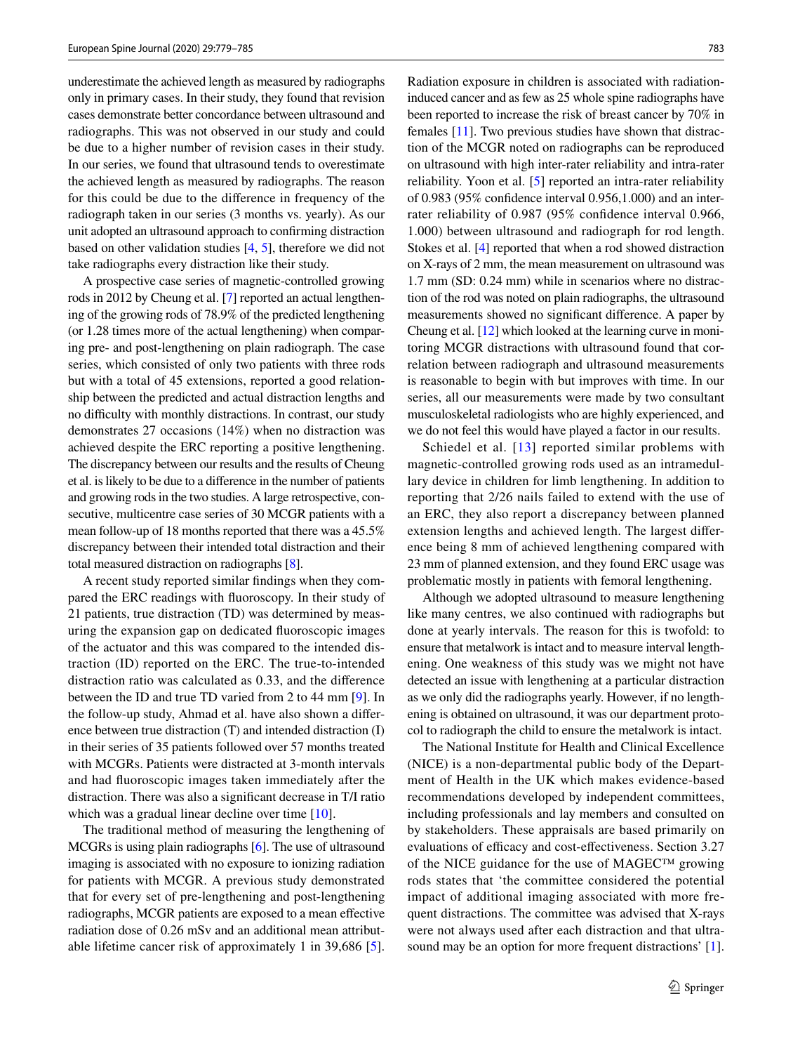underestimate the achieved length as measured by radiographs only in primary cases. In their study, they found that revision cases demonstrate better concordance between ultrasound and radiographs. This was not observed in our study and could be due to a higher number of revision cases in their study. In our series, we found that ultrasound tends to overestimate the achieved length as measured by radiographs. The reason for this could be due to the difference in frequency of the radiograph taken in our series (3 months vs. yearly). As our unit adopted an ultrasound approach to confirming distraction based on other validation studies [4, 5], therefore we did not take radiographs every distraction like their study.

A prospective case series of magnetic-controlled growing rods in 2012 by Cheung et al. [7] reported an actual lengthening of the growing rods of 78.9% of the predicted lengthening (or 1.28 times more of the actual lengthening) when comparing pre- and post-lengthening on plain radiograph. The case series, which consisted of only two patients with three rods but with a total of 45 extensions, reported a good relationship between the predicted and actual distraction lengths and no difficulty with monthly distractions. In contrast, our study demonstrates 27 occasions (14%) when no distraction was achieved despite the ERC reporting a positive lengthening. The discrepancy between our results and the results of Cheung et al. is likely to be due to a difference in the number of patients and growing rods in the two studies. A large retrospective, consecutive, multicentre case series of 30 MCGR patients with a mean follow-up of 18 months reported that there was a 45.5% discrepancy between their intended total distraction and their total measured distraction on radiographs [8].

A recent study reported similar findings when they compared the ERC readings with fluoroscopy. In their study of 21 patients, true distraction (TD) was determined by measuring the expansion gap on dedicated fluoroscopic images of the actuator and this was compared to the intended distraction (ID) reported on the ERC. The true-to-intended distraction ratio was calculated as 0.33, and the difference between the ID and true TD varied from 2 to 44 mm [9]. In the follow-up study, Ahmad et al. have also shown a difference between true distraction (T) and intended distraction (I) in their series of 35 patients followed over 57 months treated with MCGRs. Patients were distracted at 3-month intervals and had fluoroscopic images taken immediately after the distraction. There was also a significant decrease in T/I ratio which was a gradual linear decline over time [10].

The traditional method of measuring the lengthening of MCGRs is using plain radiographs [6]. The use of ultrasound imaging is associated with no exposure to ionizing radiation for patients with MCGR. A previous study demonstrated that for every set of pre-lengthening and post-lengthening radiographs, MCGR patients are exposed to a mean effective radiation dose of 0.26 mSv and an additional mean attributable lifetime cancer risk of approximately 1 in 39,686 [5]. Radiation exposure in children is associated with radiation-induced cancer and as few as 25 whole spine radiographs have been reported to increase the risk of breast cancer by 70% in females [11]. Two previous studies have shown that distraction of the MCGR noted on radiographs can be reproduced on ultrasound with high inter-rater reliability and intra-rater reliability. Yoon et al. [5] reported an intra-rater reliability of 0.983 (95% confidence interval 0.956,1.000) and an inter-rater reliability of 0.987 (95% confidence interval 0.966, 1.000) between ultrasound and radiograph for rod length. Stokes et al. [4] reported that when a rod showed distraction on X-rays of 2 mm, the mean measurement on ultrasound was 1.7 mm (SD: 0.24 mm) while in scenarios where no distraction of the rod was noted on plain radiographs, the ultrasound measurements showed no significant difference. A paper by Cheung et al. [12] which looked at the learning curve in monitoring MCGR distractions with ultrasound found that correlation between radiograph and ultrasound measurements is reasonable to begin with but improves with time. In our series, all our measurements were made by two consultant musculoskeletal radiologists who are highly experienced, and we do not feel this would have played a factor in our results.

Schiedel et al. [13] reported similar problems with magnetic-controlled growing rods used as an intramedullary device in children for limb lengthening. In addition to reporting that 2/26 nails failed to extend with the use of an ERC, they also report a discrepancy between planned extension lengths and achieved length. The largest difference being 8 mm of achieved lengthening compared with 23 mm of planned extension, and they found ERC usage was problematic mostly in patients with femoral lengthening.

Although we adopted ultrasound to measure lengthening like many centres, we also continued with radiographs but done at yearly intervals. The reason for this is twofold: to ensure that metalwork is intact and to measure interval lengthening. One weakness of this study was we might not have detected an issue with lengthening at a particular distraction as we only did the radiographs yearly. However, if no lengthening is obtained on ultrasound, it was our department protocol to radiograph the child to ensure the metalwork is intact.

The National Institute for Health and Clinical Excellence (NICE) is a non-departmental public body of the Department of Health in the UK which makes evidence-based recommendations developed by independent committees, including professionals and lay members and consulted on by stakeholders. These appraisals are based primarily on evaluations of efficacy and cost-effectiveness. Section 3.27 of the NICE guidance for the use of MAGEC™ growing rods states that 'the committee considered the potential impact of additional imaging associated with more frequent distractions. The committee was advised that X-rays were not always used after each distraction and that ultrasound may be an option for more frequent distractions' [1].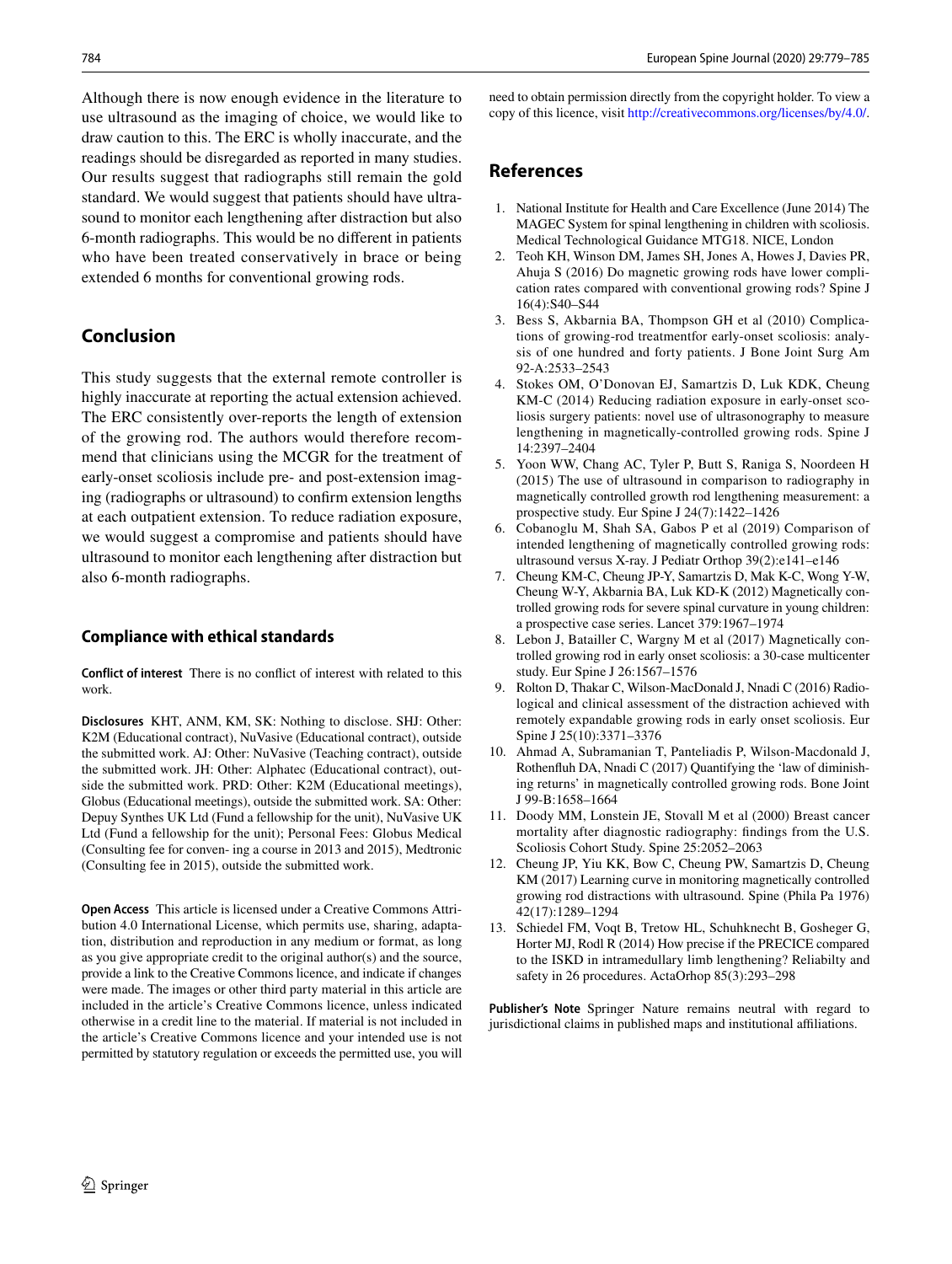Although there is now enough evidence in the literature to use ultrasound as the imaging of choice, we would like to draw caution to this. The ERC is wholly inaccurate, and the readings should be disregarded as reported in many studies. Our results suggest that radiographs still remain the gold standard. We would suggest that patients should have ultrasound to monitor each lengthening after distraction but also 6-month radiographs. This would be no different in patients who have been treated conservatively in brace or being extended 6 months for conventional growing rods.

## Conclusion

This study suggests that the external remote controller is highly inaccurate at reporting the actual extension achieved. The ERC consistently over-reports the length of extension of the growing rod. The authors would therefore recommend that clinicians using the MCGR for the treatment of early-onset scoliosis include pre- and post-extension imaging (radiographs or ultrasound) to confirm extension lengths at each outpatient extension. To reduce radiation exposure, we would suggest a compromise and patients should have ultrasound to monitor each lengthening after distraction but also 6-month radiographs.

### Compliance with ethical standards

**Conflict of interest** There is no conflict of interest with related to this work.

**Disclosures** KHT, ANM, KM, SK: Nothing to disclose. SHJ: Other: K2M (Educational contract), NuVasive (Educational contract), outside the submitted work. AJ: Other: NuVasive (Teaching contract), outside the submitted work. JH: Other: Alphatec (Educational contract), outside the submitted work. PRD: Other: K2M (Educational meetings), Globus (Educational meetings), outside the submitted work. SA: Other: Depuy Synthes UK Ltd (Fund a fellowship for the unit), NuVasive UK Ltd (Fund a fellowship for the unit); Personal Fees: Globus Medical (Consulting fee for conven- ing a course in 2013 and 2015), Medtronic (Consulting fee in 2015), outside the submitted work.

**Open Access** This article is licensed under a Creative Commons Attribution 4.0 International License, which permits use, sharing, adaptation, distribution and reproduction in any medium or format, as long as you give appropriate credit to the original author(s) and the source, provide a link to the Creative Commons licence, and indicate if changes were made. The images or other third party material in this article are included in the article's Creative Commons licence, unless indicated otherwise in a credit line to the material. If material is not included in the article's Creative Commons licence and your intended use is not permitted by statutory regulation or exceeds the permitted use, you will need to obtain permission directly from the copyright holder. To view a copy of this licence, visit http://creativecommons.org/licenses/by/4.0/.

## References

1. National Institute for Health and Care Excellence (June 2014) The MAGEC System for spinal lengthening in children with scoliosis. Medical Technological Guidance MTG18. NICE, London
2. Teoh KH, Winson DM, James SH, Jones A, Howes J, Davies PR, Ahuja S (2016) Do magnetic growing rods have lower complication rates compared with conventional growing rods? Spine J 16(4):S40–S44
3. Bess S, Akbarnia BA, Thompson GH et al (2010) Complications of growing-rod treatmentfor early-onset scoliosis: analysis of one hundred and forty patients. J Bone Joint Surg Am 92-A:2533–2543
4. Stokes OM, O'Donovan EJ, Samartzis D, Luk KDK, Cheung KM-C (2014) Reducing radiation exposure in early-onset scoliosis surgery patients: novel use of ultrasonography to measure lengthening in magnetically-controlled growing rods. Spine J 14:2397–2404
5. Yoon WW, Chang AC, Tyler P, Butt S, Raniga S, Noordeen H (2015) The use of ultrasound in comparison to radiography in magnetically controlled growth rod lengthening measurement: a prospective study. Eur Spine J 24(7):1422–1426
6. Cobanoglu M, Shah SA, Gabos P et al (2019) Comparison of intended lengthening of magnetically controlled growing rods: ultrasound versus X-ray. J Pediatr Orthop 39(2):e141–e146
7. Cheung KM-C, Cheung JP-Y, Samartzis D, Mak K-C, Wong Y-W, Cheung W-Y, Akbarnia BA, Luk KD-K (2012) Magnetically controlled growing rods for severe spinal curvature in young children: a prospective case series. Lancet 379:1967–1974
8. Lebon J, Batailler C, Wargny M et al (2017) Magnetically controlled growing rod in early onset scoliosis: a 30-case multicenter study. Eur Spine J 26:1567–1576
9. Rolton D, Thakar C, Wilson-MacDonald J, Nnadi C (2016) Radiological and clinical assessment of the distraction achieved with remotely expandable growing rods in early onset scoliosis. Eur Spine J 25(10):3371–3376
10. Ahmad A, Subramanian T, Panteliadis P, Wilson-Macdonald J, Rothenfluh DA, Nnadi C (2017) Quantifying the 'law of diminishing returns' in magnetically controlled growing rods. Bone Joint J 99-B:1658–1664
11. Doody MM, Lonstein JE, Stovall M et al (2000) Breast cancer mortality after diagnostic radiography: findings from the U.S. Scoliosis Cohort Study. Spine 25:2052–2063
12. Cheung JP, Yiu KK, Bow C, Cheung PW, Samartzis D, Cheung KM (2017) Learning curve in monitoring magnetically controlled growing rod distractions with ultrasound. Spine (Phila Pa 1976) 42(17):1289–1294
13. Schiedel FM, Voqt B, Tretow HL, Schuhknecht B, Gosheger G, Horter MJ, Rodl R (2014) How precise if the PRECICE compared to the ISKD in intramedullary limb lengthening? Reliabilty and safety in 26 procedures. ActaOrhop 85(3):293–298

**Publisher's Note** Springer Nature remains neutral with regard to jurisdictional claims in published maps and institutional affiliations.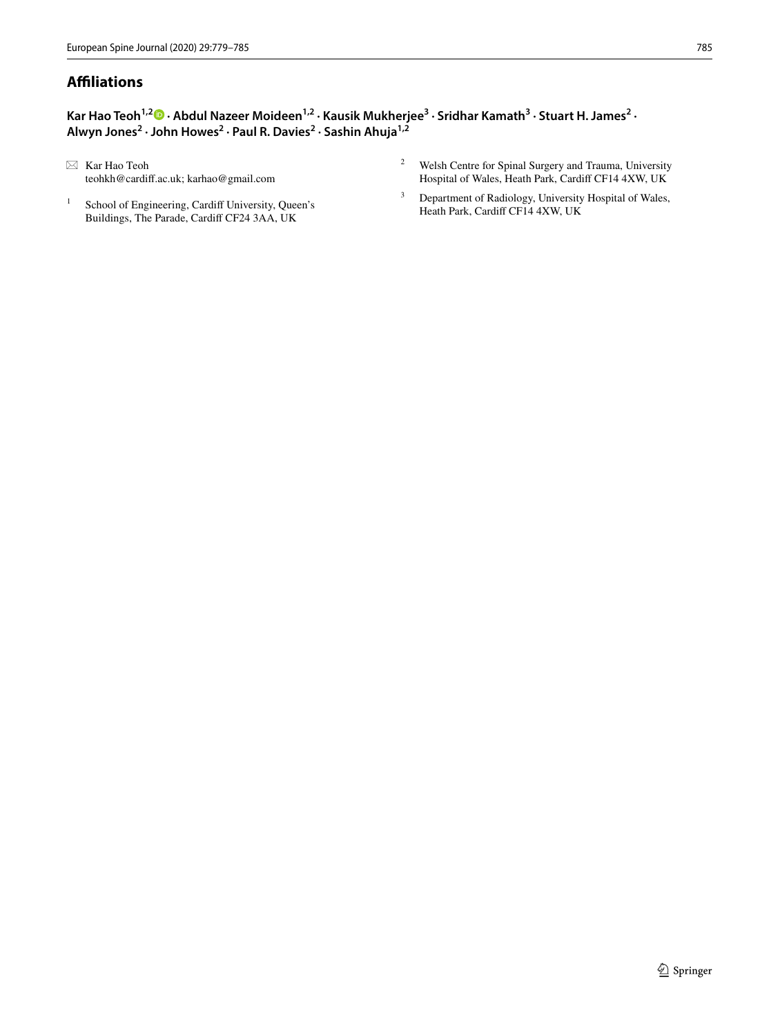## Affiliations

**Kar Hao Teoh[1,2] · Abdul Nazeer Moideen[1,2] · Kausik Mukherjee[3] · Sridhar Kamath[3] · Stuart H. James[2] · Alwyn Jones[2] · John Howes[2] · Paul R. Davies[2] · Sashin Ahuja[1,2]**

✉ Kar Hao Teoh
teohkh@cardiff.ac.uk; karhao@gmail.com

[1] School of Engineering, Cardiff University, Queen's Buildings, The Parade, Cardiff CF24 3AA, UK

[2] Welsh Centre for Spinal Surgery and Trauma, University Hospital of Wales, Heath Park, Cardiff CF14 4XW, UK

[3] Department of Radiology, University Hospital of Wales, Heath Park, Cardiff CF14 4XW, UK